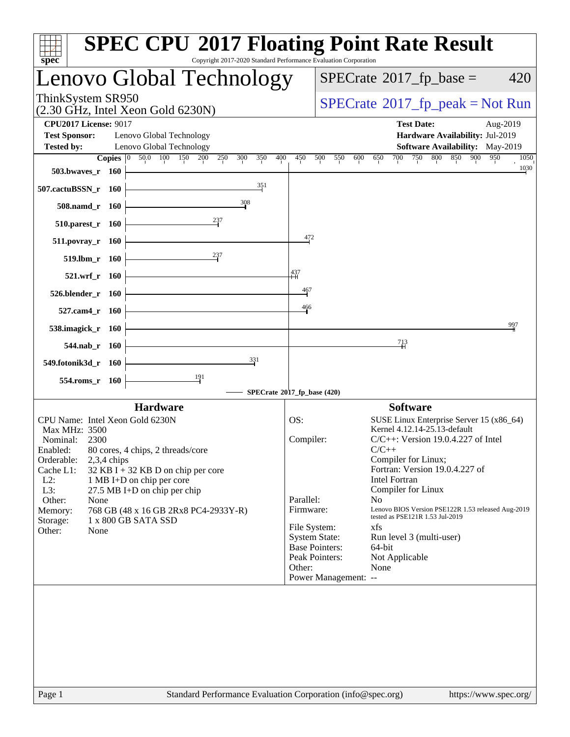# SPEC CPU 2017 Floating Point Rate Result

Copyright 2017-2020 Standard Performance Evaluation Corporation

## Lenovo Global Technology

ThinkSystem SR950
(2.30 GHz, Intel Xeon Gold 6230N)

SPECrate 2017_fp_base = 420

SPECrate 2017_fp_peak = Not Run

**CPU2017 License:** 9017
**Test Sponsor:** Lenovo Global Technology
**Tested by:** Lenovo Global Technology

**Test Date:** Aug-2019
**Hardware Availability:** Jul-2019
**Software Availability:** May-2019

| Benchmark | Copies | Base Result |
|---|---|---|
| 503.bwaves_r | 160 | 1030 |
| 507.cactuBSSN_r | 160 | 351 |
| 508.namd_r | 160 | 308 |
| 510.parest_r | 160 | 237 |
| 511.povray_r | 160 | 472 |
| 519.lbm_r | 160 | 237 |
| 521.wrf_r | 160 | 437 |
| 526.blender_r | 160 | 467 |
| 527.cam4_r | 160 | 466 |
| 538.imagick_r | 160 | 997 |
| 544.nab_r | 160 | 713 |
| 549.fotonik3d_r | 160 | 331 |
| 554.roms_r | 160 | 191 |

SPECrate 2017_fp_base (420)

### Hardware

- **CPU Name:** Intel Xeon Gold 6230N
- **Max MHz:** 3500
- **Nominal:** 2300
- **Enabled:** 80 cores, 4 chips, 2 threads/core
- **Orderable:** 2,3,4 chips
- **Cache L1:** 32 KB I + 32 KB D on chip per core
- **L2:** 1 MB I+D on chip per core
- **L3:** 27.5 MB I+D on chip per chip
- **Other:** None
- **Memory:** 768 GB (48 x 16 GB 2Rx8 PC4-2933Y-R)
- **Storage:** 1 x 800 GB SATA SSD
- **Other:** None

### Software

- **OS:** SUSE Linux Enterprise Server 15 (x86_64) Kernel 4.12.14-25.13-default
- **Compiler:** C/C++: Version 19.0.4.227 of Intel C/C++ Compiler for Linux; Fortran: Version 19.0.4.227 of Intel Fortran Compiler for Linux
- **Parallel:** No
- **Firmware:** Lenovo BIOS Version PSE122R 1.53 released Aug-2019 tested as PSE121R 1.53 Jul-2019
- **File System:** xfs
- **System State:** Run level 3 (multi-user)
- **Base Pointers:** 64-bit
- **Peak Pointers:** Not Applicable
- **Other:** None
- **Power Management:** --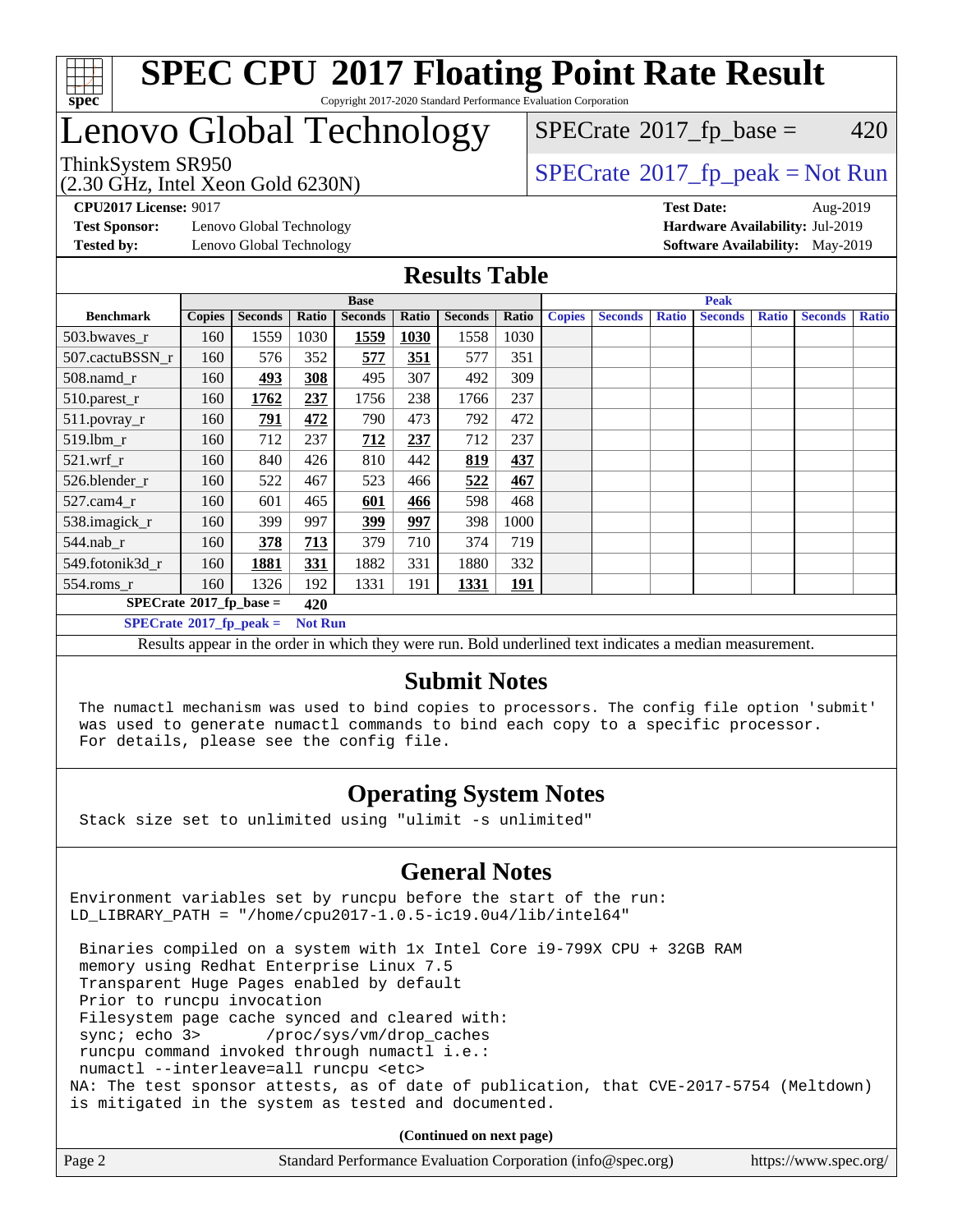# SPEC CPU 2017 Floating Point Rate Result

Copyright 2017-2020 Standard Performance Evaluation Corporation

# Lenovo Global Technology

ThinkSystem SR950
(2.30 GHz, Intel Xeon Gold 6230N)

SPECrate 2017_fp_base = 420

SPECrate 2017_fp_peak = Not Run

**CPU2017 License:** 9017
**Test Sponsor:** Lenovo Global Technology
**Tested by:** Lenovo Global Technology

**Test Date:** Aug-2019
**Hardware Availability:** Jul-2019
**Software Availability:** May-2019

## Results Table

| | Base | | | | | | | Peak | | | | | | |
|---|---|---|---|---|---|---|---|---|---|---|---|---|---|---|
| **Benchmark** | **Copies** | **Seconds** | **Ratio** | **Seconds** | **Ratio** | **Seconds** | **Ratio** | **Copies** | **Seconds** | **Ratio** | **Seconds** | **Ratio** | **Seconds** | **Ratio** |
| 503.bwaves_r | 160 | 1559 | 1030 | **1559** | **1030** | 1558 | 1030 | | | | | | | |
| 507.cactuBSSN_r | 160 | 576 | 352 | **577** | **351** | 577 | 351 | | | | | | | |
| 508.namd_r | 160 | **493** | **308** | 495 | 307 | 492 | 309 | | | | | | | |
| 510.parest_r | 160 | **1762** | **237** | 1756 | 238 | 1766 | 237 | | | | | | | |
| 511.povray_r | 160 | **791** | **472** | 790 | 473 | 792 | 472 | | | | | | | |
| 519.lbm_r | 160 | 712 | 237 | **712** | **237** | 712 | 237 | | | | | | | |
| 521.wrf_r | 160 | 840 | 426 | 810 | 442 | **819** | **437** | | | | | | | |
| 526.blender_r | 160 | 522 | 467 | 523 | 466 | **522** | **467** | | | | | | | |
| 527.cam4_r | 160 | 601 | 465 | **601** | **466** | 598 | 468 | | | | | | | |
| 538.imagick_r | 160 | 399 | 997 | **399** | **997** | 398 | 1000 | | | | | | | |
| 544.nab_r | 160 | **378** | **713** | 379 | 710 | 374 | 719 | | | | | | | |
| 549.fotonik3d_r | 160 | **1881** | **331** | 1882 | 331 | 1880 | 332 | | | | | | | |
| 554.roms_r | 160 | 1326 | 192 | 1331 | 191 | **1331** | **191** | | | | | | | |

**SPECrate 2017_fp_base = 420**

**SPECrate 2017_fp_peak = Not Run**

Results appear in the order in which they were run. Bold underlined text indicates a median measurement.

## Submit Notes

The numactl mechanism was used to bind copies to processors. The config file option 'submit' was used to generate numactl commands to bind each copy to a specific processor. For details, please see the config file.

## Operating System Notes

Stack size set to unlimited using "ulimit -s unlimited"

## General Notes

```
Environment variables set by runcpu before the start of the run:
LD_LIBRARY_PATH = "/home/cpu2017-1.0.5-ic19.0u4/lib/intel64"

 Binaries compiled on a system with 1x Intel Core i9-799X CPU + 32GB RAM
 memory using Redhat Enterprise Linux 7.5
 Transparent Huge Pages enabled by default
 Prior to runcpu invocation
 Filesystem page cache synced and cleared with:
 sync; echo 3>       /proc/sys/vm/drop_caches
 runcpu command invoked through numactl i.e.:
 numactl --interleave=all runcpu <etc>
NA: The test sponsor attests, as of date of publication, that CVE-2017-5754 (Meltdown)
is mitigated in the system as tested and documented.
```

**(Continued on next page)**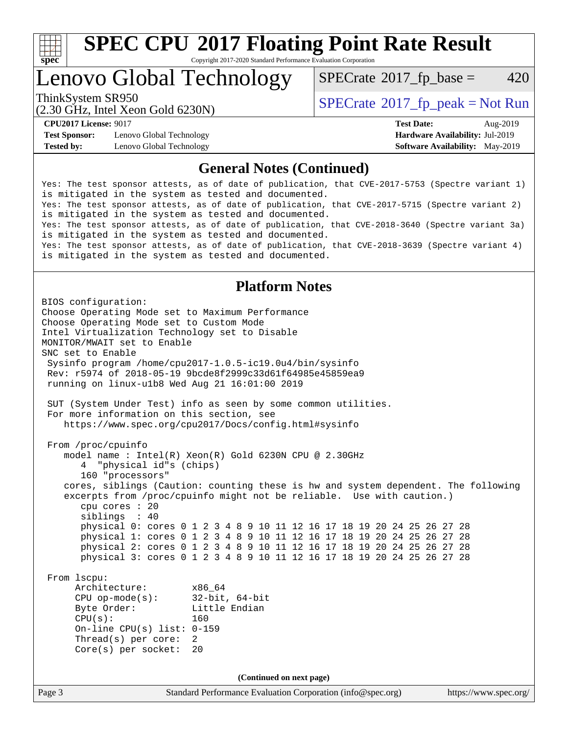## General Notes (Continued)

```
Yes: The test sponsor attests, as of date of publication, that CVE-2017-5753 (Spectre variant 1)
is mitigated in the system as tested and documented.
Yes: The test sponsor attests, as of date of publication, that CVE-2017-5715 (Spectre variant 2)
is mitigated in the system as tested and documented.
Yes: The test sponsor attests, as of date of publication, that CVE-2018-3640 (Spectre variant 3a)
is mitigated in the system as tested and documented.
Yes: The test sponsor attests, as of date of publication, that CVE-2018-3639 (Spectre variant 4)
is mitigated in the system as tested and documented.
```

## Platform Notes

```
BIOS configuration:
Choose Operating Mode set to Maximum Performance
Choose Operating Mode set to Custom Mode
Intel Virtualization Technology set to Disable
MONITOR/MWAIT set to Enable
SNC set to Enable
 Sysinfo program /home/cpu2017-1.0.5-ic19.0u4/bin/sysinfo
 Rev: r5974 of 2018-05-19 9bcde8f2999c33d61f64985e45859ea9
 running on linux-u1b8 Wed Aug 21 16:01:00 2019

 SUT (System Under Test) info as seen by some common utilities.
 For more information on this section, see
    https://www.spec.org/cpu2017/Docs/config.html#sysinfo

 From /proc/cpuinfo
    model name : Intel(R) Xeon(R) Gold 6230N CPU @ 2.30GHz
       4  "physical id"s (chips)
       160 "processors"
    cores, siblings (Caution: counting these is hw and system dependent. The following
    excerpts from /proc/cpuinfo might not be reliable.  Use with caution.)
       cpu cores : 20
       siblings  : 40
       physical 0: cores 0 1 2 3 4 8 9 10 11 12 16 17 18 19 20 24 25 26 27 28
       physical 1: cores 0 1 2 3 4 8 9 10 11 12 16 17 18 19 20 24 25 26 27 28
       physical 2: cores 0 1 2 3 4 8 9 10 11 12 16 17 18 19 20 24 25 26 27 28
       physical 3: cores 0 1 2 3 4 8 9 10 11 12 16 17 18 19 20 24 25 26 27 28

 From lscpu:
      Architecture:        x86_64
      CPU op-mode(s):      32-bit, 64-bit
      Byte Order:          Little Endian
      CPU(s):              160
      On-line CPU(s) list: 0-159
      Thread(s) per core:  2
      Core(s) per socket:  20
```

**(Continued on next page)**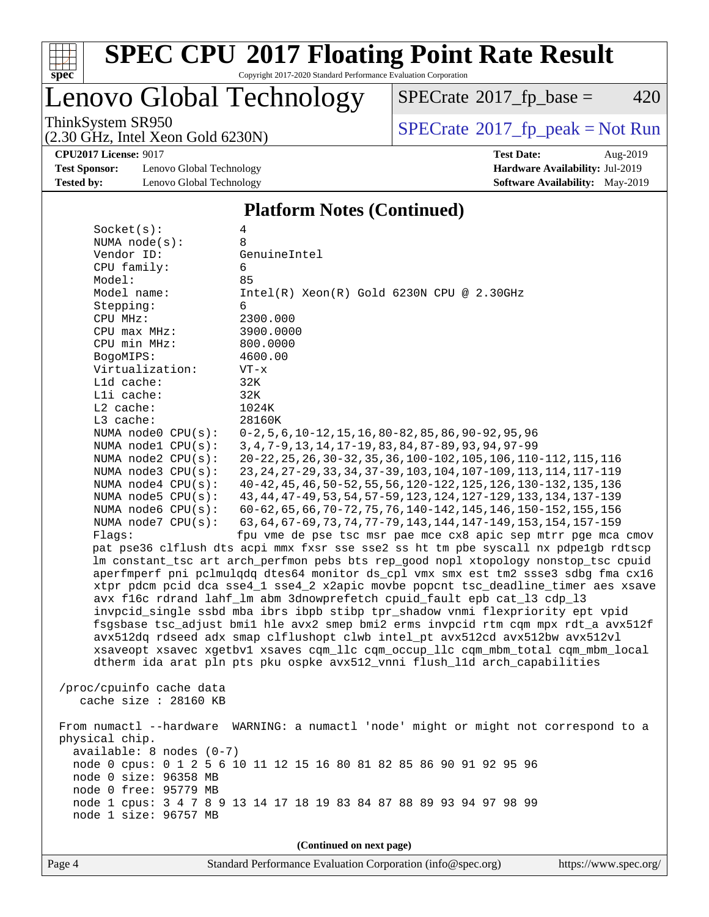# SPEC CPU 2017 Floating Point Rate Result

Copyright 2017-2020 Standard Performance Evaluation Corporation

## Lenovo Global Technology

ThinkSystem SR950
(2.30 GHz, Intel Xeon Gold 6230N)

SPECrate 2017_fp_base = 420

SPECrate 2017_fp_peak = Not Run

**CPU2017 License:** 9017
**Test Sponsor:** Lenovo Global Technology
**Tested by:** Lenovo Global Technology

**Test Date:** Aug-2019
**Hardware Availability:** Jul-2019
**Software Availability:** May-2019

### Platform Notes (Continued)

```
     Socket(s):             4
     NUMA node(s):          8
     Vendor ID:             GenuineIntel
     CPU family:            6
     Model:                 85
     Model name:            Intel(R) Xeon(R) Gold 6230N CPU @ 2.30GHz
     Stepping:              6
     CPU MHz:               2300.000
     CPU max MHz:           3900.0000
     CPU min MHz:           800.0000
     BogoMIPS:              4600.00
     Virtualization:        VT-x
     L1d cache:             32K
     L1i cache:             32K
     L2 cache:              1024K
     L3 cache:              28160K
     NUMA node0 CPU(s):     0-2,5,6,10-12,15,16,80-82,85,86,90-92,95,96
     NUMA node1 CPU(s):     3,4,7-9,13,14,17-19,83,84,87-89,93,94,97-99
     NUMA node2 CPU(s):     20-22,25,26,30-32,35,36,100-102,105,106,110-112,115,116
     NUMA node3 CPU(s):     23,24,27-29,33,34,37-39,103,104,107-109,113,114,117-119
     NUMA node4 CPU(s):     40-42,45,46,50-52,55,56,120-122,125,126,130-132,135,136
     NUMA node5 CPU(s):     43,44,47-49,53,54,57-59,123,124,127-129,133,134,137-139
     NUMA node6 CPU(s):     60-62,65,66,70-72,75,76,140-142,145,146,150-152,155,156
     NUMA node7 CPU(s):     63,64,67-69,73,74,77-79,143,144,147-149,153,154,157-159
     Flags:                 fpu vme de pse tsc msr pae mce cx8 apic sep mtrr pge mca cmov
     pat pse36 clflush dts acpi mmx fxsr sse sse2 ss ht tm pbe syscall nx pdpe1gb rdtscp
     lm constant_tsc art arch_perfmon pebs bts rep_good nopl xtopology nonstop_tsc cpuid
     aperfmperf pni pclmulqdq dtes64 monitor ds_cpl vmx smx est tm2 ssse3 sdbg fma cx16
     xtpr pdcm pcid dca sse4_1 sse4_2 x2apic movbe popcnt tsc_deadline_timer aes xsave
     avx f16c rdrand lahf_lm abm 3dnowprefetch cpuid_fault epb cat_l3 cdp_l3
     invpcid_single ssbd mba ibrs ibpb stibp tpr_shadow vnmi flexpriority ept vpid
     fsgsbase tsc_adjust bmi1 hle avx2 smep bmi2 erms invpcid rtm cqm mpx rdt_a avx512f
     avx512dq rdseed adx smap clflushopt clwb intel_pt avx512cd avx512bw avx512vl
     xsaveopt xsavec xgetbv1 xsaves cqm_llc cqm_occup_llc cqm_mbm_total cqm_mbm_local
     dtherm ida arat pln pts pku ospke avx512_vnni flush_l1d arch_capabilities

 /proc/cpuinfo cache data
    cache size : 28160 KB

 From numactl --hardware  WARNING: a numactl 'node' might or might not correspond to a
 physical chip.
   available: 8 nodes (0-7)
   node 0 cpus: 0 1 2 5 6 10 11 12 15 16 80 81 82 85 86 90 91 92 95 96
   node 0 size: 96358 MB
   node 0 free: 95779 MB
   node 1 cpus: 3 4 7 8 9 13 14 17 18 19 83 84 87 88 89 93 94 97 98 99
   node 1 size: 96757 MB
```

**(Continued on next page)**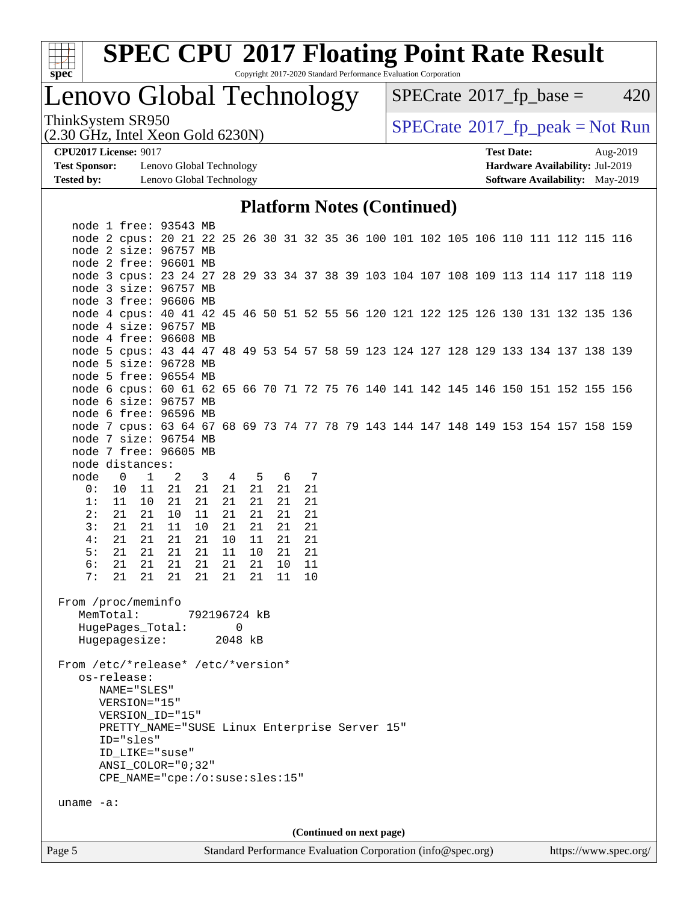# SPEC CPU 2017 Floating Point Rate Result

Copyright 2017-2020 Standard Performance Evaluation Corporation

## Lenovo Global Technology

ThinkSystem SR950
(2.30 GHz, Intel Xeon Gold 6230N)

SPECrate 2017_fp_base = 420

SPECrate 2017_fp_peak = Not Run

**CPU2017 License:** 9017
**Test Sponsor:** Lenovo Global Technology
**Tested by:** Lenovo Global Technology

**Test Date:** Aug-2019
**Hardware Availability:** Jul-2019
**Software Availability:** May-2019

### Platform Notes (Continued)

```
   node 1 free: 93543 MB
   node 2 cpus: 20 21 22 25 26 30 31 32 35 36 100 101 102 105 106 110 111 112 115 116
   node 2 size: 96757 MB
   node 2 free: 96601 MB
   node 3 cpus: 23 24 27 28 29 33 34 37 38 39 103 104 107 108 109 113 114 117 118 119
   node 3 size: 96757 MB
   node 3 free: 96606 MB
   node 4 cpus: 40 41 42 45 46 50 51 52 55 56 120 121 122 125 126 130 131 132 135 136
   node 4 size: 96757 MB
   node 4 free: 96608 MB
   node 5 cpus: 43 44 47 48 49 53 54 57 58 59 123 124 127 128 129 133 134 137 138 139
   node 5 size: 96728 MB
   node 5 free: 96554 MB
   node 6 cpus: 60 61 62 65 66 70 71 72 75 76 140 141 142 145 146 150 151 152 155 156
   node 6 size: 96757 MB
   node 6 free: 96596 MB
   node 7 cpus: 63 64 67 68 69 73 74 77 78 79 143 144 147 148 149 153 154 157 158 159
   node 7 size: 96754 MB
   node 7 free: 96605 MB
   node distances:
   node   0   1   2   3   4   5   6   7
     0:  10  11  21  21  21  21  21  21
     1:  11  10  21  21  21  21  21  21
     2:  21  21  10  11  21  21  21  21
     3:  21  21  11  10  21  21  21  21
     4:  21  21  21  21  10  11  21  21
     5:  21  21  21  21  11  10  21  21
     6:  21  21  21  21  21  21  10  11
     7:  21  21  21  21  21  21  11  10

 From /proc/meminfo
    MemTotal:       792196724 kB
    HugePages_Total:       0
    Hugepagesize:       2048 kB

 From /etc/*release* /etc/*version*
    os-release:
       NAME="SLES"
       VERSION="15"
       VERSION_ID="15"
       PRETTY_NAME="SUSE Linux Enterprise Server 15"
       ID="sles"
       ID_LIKE="suse"
       ANSI_COLOR="0;32"
       CPE_NAME="cpe:/o:suse:sles:15"

 uname -a:
```

(Continued on next page)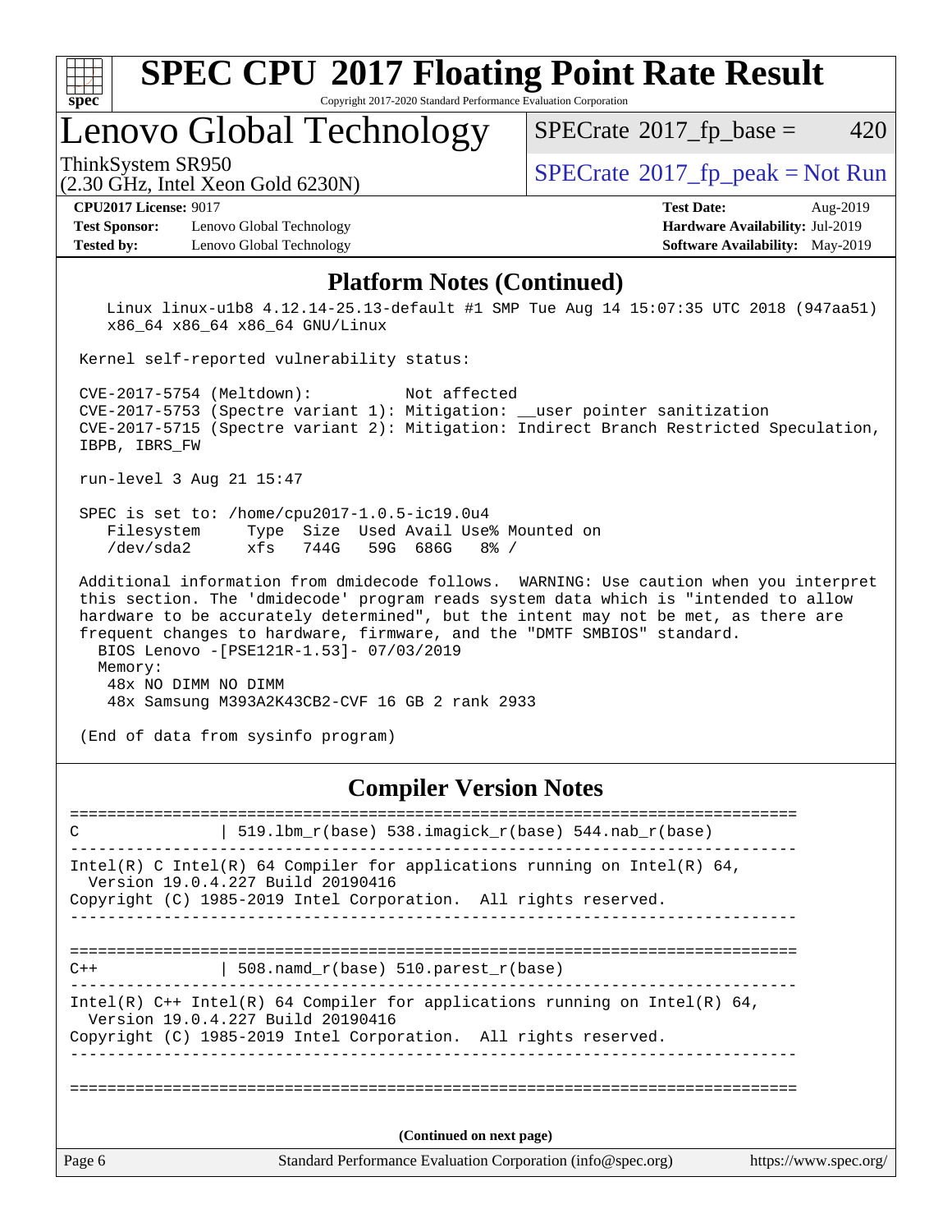# SPEC CPU 2017 Floating Point Rate Result

Copyright 2017-2020 Standard Performance Evaluation Corporation

## Lenovo Global Technology

ThinkSystem SR950
(2.30 GHz, Intel Xeon Gold 6230N)

SPECrate 2017_fp_base = 420

SPECrate 2017_fp_peak = Not Run

**CPU2017 License:** 9017
**Test Sponsor:** Lenovo Global Technology
**Tested by:** Lenovo Global Technology

**Test Date:** Aug-2019
**Hardware Availability:** Jul-2019
**Software Availability:** May-2019

### Platform Notes (Continued)

```
    Linux linux-u1b8 4.12.14-25.13-default #1 SMP Tue Aug 14 15:07:35 UTC 2018 (947aa51)
    x86_64 x86_64 x86_64 GNU/Linux

 Kernel self-reported vulnerability status:

 CVE-2017-5754 (Meltdown):          Not affected
 CVE-2017-5753 (Spectre variant 1): Mitigation: __user pointer sanitization
 CVE-2017-5715 (Spectre variant 2): Mitigation: Indirect Branch Restricted Speculation,
 IBPB, IBRS_FW

 run-level 3 Aug 21 15:47

 SPEC is set to: /home/cpu2017-1.0.5-ic19.0u4
    Filesystem     Type  Size  Used Avail Use% Mounted on
    /dev/sda2      xfs   744G   59G  686G   8% /

 Additional information from dmidecode follows.  WARNING: Use caution when you interpret
 this section. The 'dmidecode' program reads system data which is "intended to allow
 hardware to be accurately determined", but the intent may not be met, as there are
 frequent changes to hardware, firmware, and the "DMTF SMBIOS" standard.
   BIOS Lenovo -[PSE121R-1.53]- 07/03/2019
   Memory:
    48x NO DIMM NO DIMM
    48x Samsung M393A2K43CB2-CVF 16 GB 2 rank 2933

 (End of data from sysinfo program)
```

### Compiler Version Notes

```
==============================================================================
C               | 519.lbm_r(base) 538.imagick_r(base) 544.nab_r(base)
------------------------------------------------------------------------------
Intel(R) C Intel(R) 64 Compiler for applications running on Intel(R) 64,
  Version 19.0.4.227 Build 20190416
Copyright (C) 1985-2019 Intel Corporation.  All rights reserved.
------------------------------------------------------------------------------

==============================================================================
C++             | 508.namd_r(base) 510.parest_r(base)
------------------------------------------------------------------------------
Intel(R) C++ Intel(R) 64 Compiler for applications running on Intel(R) 64,
  Version 19.0.4.227 Build 20190416
Copyright (C) 1985-2019 Intel Corporation.  All rights reserved.
------------------------------------------------------------------------------

==============================================================================
```

(Continued on next page)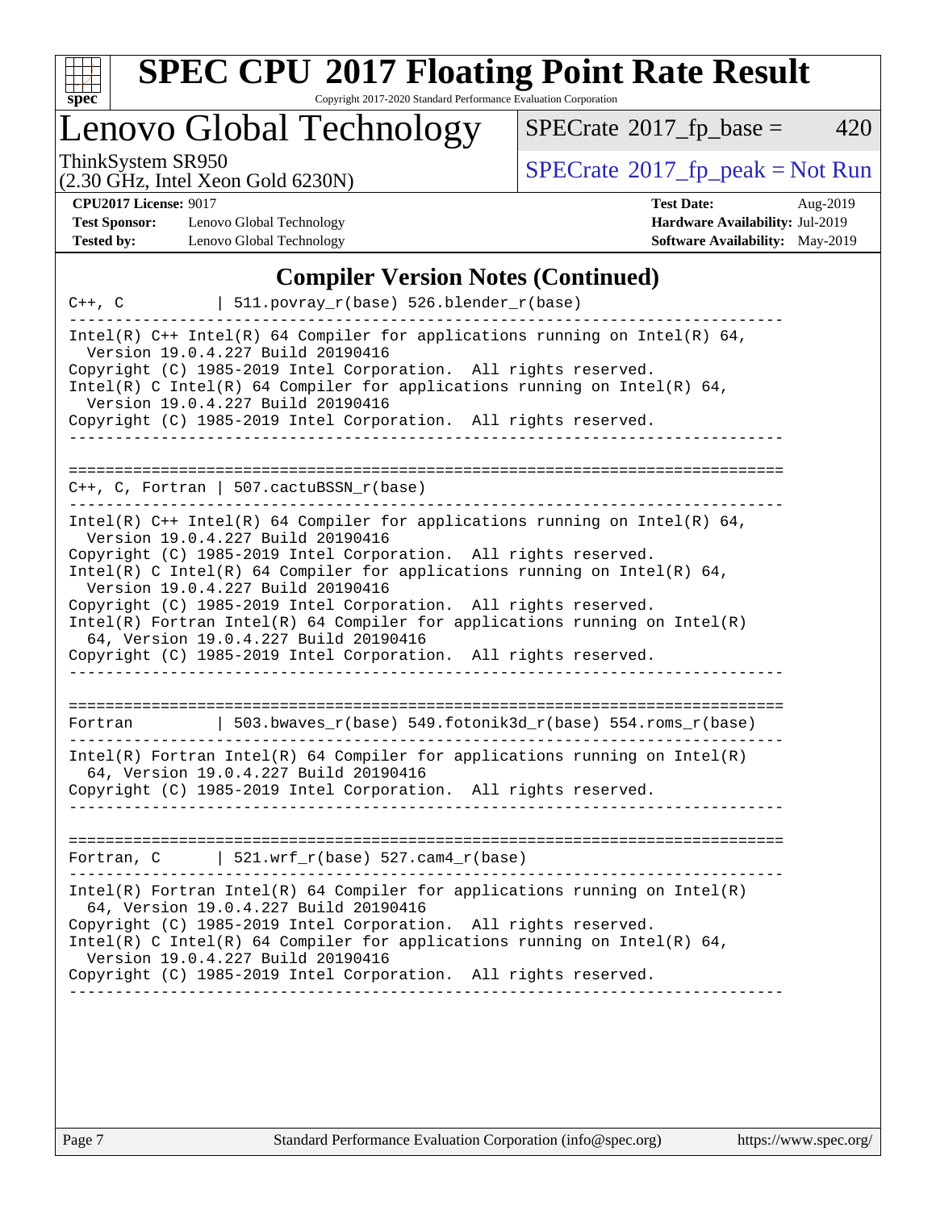## Compiler Version Notes (Continued)

```
C++, C         | 511.povray_r(base) 526.blender_r(base)
------------------------------------------------------------------------------
Intel(R) C++ Intel(R) 64 Compiler for applications running on Intel(R) 64,
  Version 19.0.4.227 Build 20190416
Copyright (C) 1985-2019 Intel Corporation.  All rights reserved.
Intel(R) C Intel(R) 64 Compiler for applications running on Intel(R) 64,
  Version 19.0.4.227 Build 20190416
Copyright (C) 1985-2019 Intel Corporation.  All rights reserved.
------------------------------------------------------------------------------

==============================================================================
C++, C, Fortran | 507.cactuBSSN_r(base)
------------------------------------------------------------------------------
Intel(R) C++ Intel(R) 64 Compiler for applications running on Intel(R) 64,
  Version 19.0.4.227 Build 20190416
Copyright (C) 1985-2019 Intel Corporation.  All rights reserved.
Intel(R) C Intel(R) 64 Compiler for applications running on Intel(R) 64,
  Version 19.0.4.227 Build 20190416
Copyright (C) 1985-2019 Intel Corporation.  All rights reserved.
Intel(R) Fortran Intel(R) 64 Compiler for applications running on Intel(R)
  64, Version 19.0.4.227 Build 20190416
Copyright (C) 1985-2019 Intel Corporation.  All rights reserved.
------------------------------------------------------------------------------

==============================================================================
Fortran         | 503.bwaves_r(base) 549.fotonik3d_r(base) 554.roms_r(base)
------------------------------------------------------------------------------
Intel(R) Fortran Intel(R) 64 Compiler for applications running on Intel(R)
  64, Version 19.0.4.227 Build 20190416
Copyright (C) 1985-2019 Intel Corporation.  All rights reserved.
------------------------------------------------------------------------------

==============================================================================
Fortran, C      | 521.wrf_r(base) 527.cam4_r(base)
------------------------------------------------------------------------------
Intel(R) Fortran Intel(R) 64 Compiler for applications running on Intel(R)
  64, Version 19.0.4.227 Build 20190416
Copyright (C) 1985-2019 Intel Corporation.  All rights reserved.
Intel(R) C Intel(R) 64 Compiler for applications running on Intel(R) 64,
  Version 19.0.4.227 Build 20190416
Copyright (C) 1985-2019 Intel Corporation.  All rights reserved.
------------------------------------------------------------------------------
```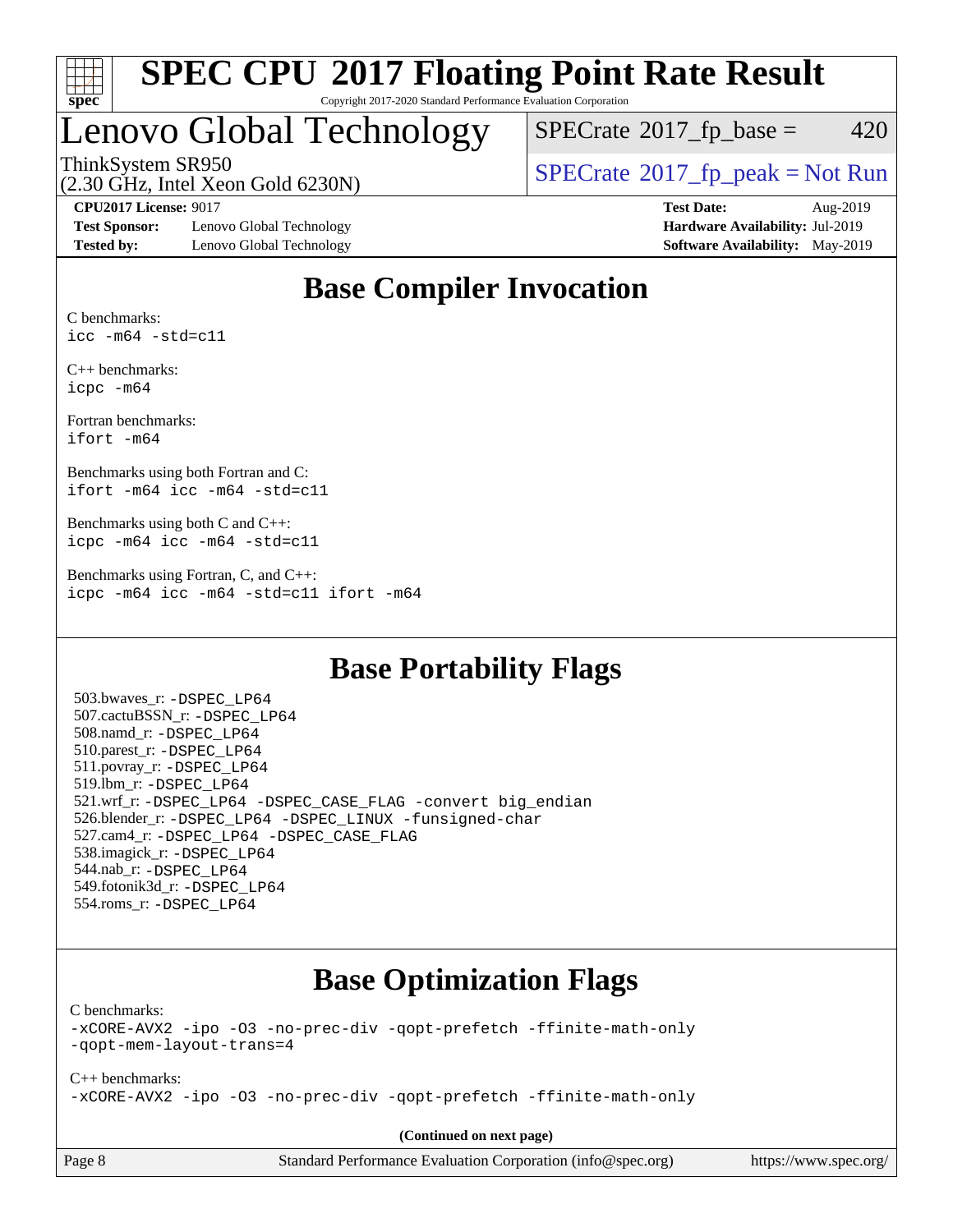# Base Compiler Invocation

C benchmarks:
```
icc -m64 -std=c11
```

C++ benchmarks:
```
icpc -m64
```

Fortran benchmarks:
```
ifort -m64
```

Benchmarks using both Fortran and C:
```
ifort -m64 icc -m64 -std=c11
```

Benchmarks using both C and C++:
```
icpc -m64 icc -m64 -std=c11
```

Benchmarks using Fortran, C, and C++:
```
icpc -m64 icc -m64 -std=c11 ifort -m64
```

# Base Portability Flags

503.bwaves_r: `-DSPEC_LP64`
507.cactuBSSN_r: `-DSPEC_LP64`
508.namd_r: `-DSPEC_LP64`
510.parest_r: `-DSPEC_LP64`
511.povray_r: `-DSPEC_LP64`
519.lbm_r: `-DSPEC_LP64`
521.wrf_r: `-DSPEC_LP64 -DSPEC_CASE_FLAG -convert big_endian`
526.blender_r: `-DSPEC_LP64 -DSPEC_LINUX -funsigned-char`
527.cam4_r: `-DSPEC_LP64 -DSPEC_CASE_FLAG`
538.imagick_r: `-DSPEC_LP64`
544.nab_r: `-DSPEC_LP64`
549.fotonik3d_r: `-DSPEC_LP64`
554.roms_r: `-DSPEC_LP64`

# Base Optimization Flags

C benchmarks:
```
-xCORE-AVX2 -ipo -O3 -no-prec-div -qopt-prefetch -ffinite-math-only
-qopt-mem-layout-trans=4
```

C++ benchmarks:
```
-xCORE-AVX2 -ipo -O3 -no-prec-div -qopt-prefetch -ffinite-math-only
```

**(Continued on next page)**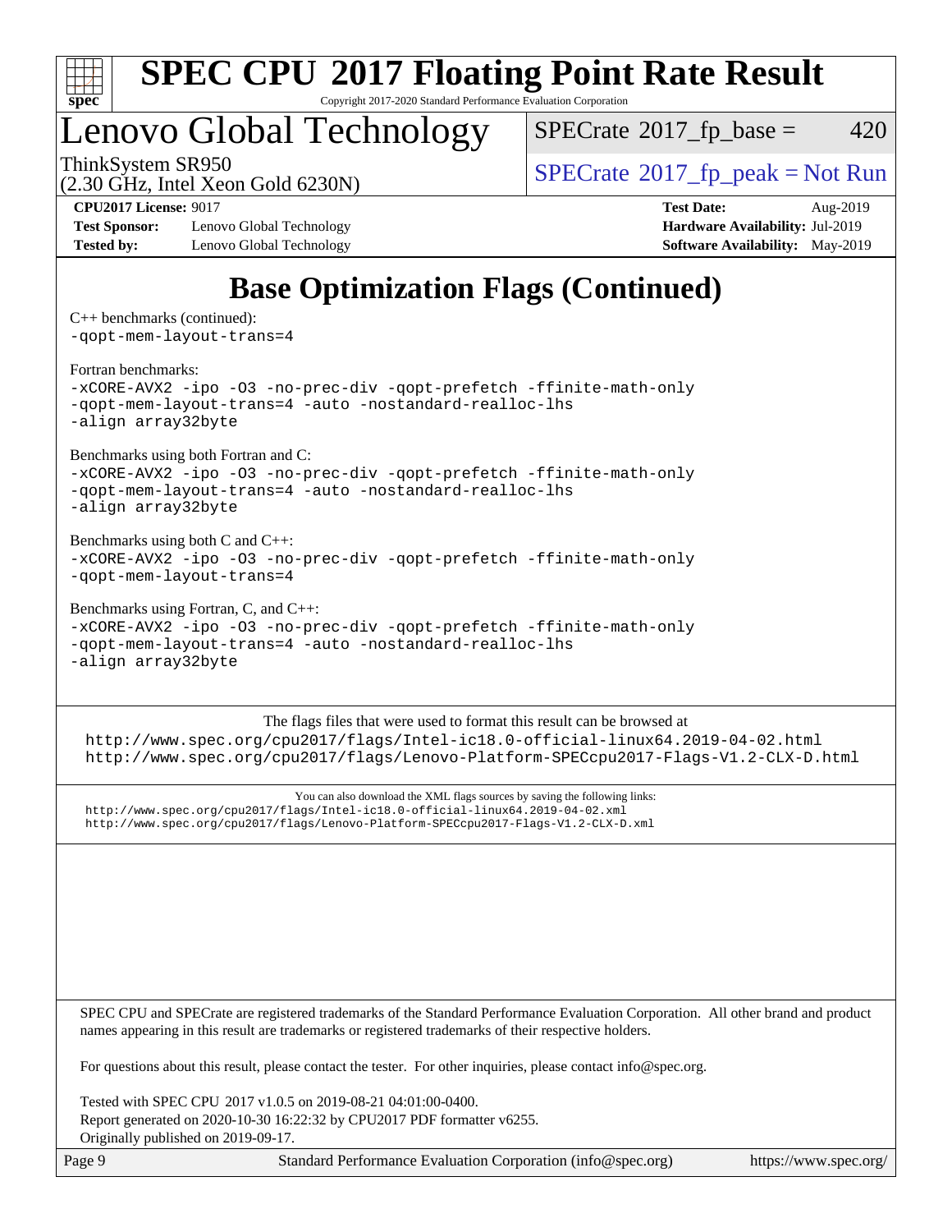# Base Optimization Flags (Continued)

C++ benchmarks (continued):
-qopt-mem-layout-trans=4

Fortran benchmarks:
-xCORE-AVX2 -ipo -O3 -no-prec-div -qopt-prefetch -ffinite-math-only
-qopt-mem-layout-trans=4 -auto -nostandard-realloc-lhs
-align array32byte

Benchmarks using both Fortran and C:
-xCORE-AVX2 -ipo -O3 -no-prec-div -qopt-prefetch -ffinite-math-only
-qopt-mem-layout-trans=4 -auto -nostandard-realloc-lhs
-align array32byte

Benchmarks using both C and C++:
-xCORE-AVX2 -ipo -O3 -no-prec-div -qopt-prefetch -ffinite-math-only
-qopt-mem-layout-trans=4

Benchmarks using Fortran, C, and C++:
-xCORE-AVX2 -ipo -O3 -no-prec-div -qopt-prefetch -ffinite-math-only
-qopt-mem-layout-trans=4 -auto -nostandard-realloc-lhs
-align array32byte

The flags files that were used to format this result can be browsed at
http://www.spec.org/cpu2017/flags/Intel-ic18.0-official-linux64.2019-04-02.html
http://www.spec.org/cpu2017/flags/Lenovo-Platform-SPECcpu2017-Flags-V1.2-CLX-D.html

You can also download the XML flags sources by saving the following links:
http://www.spec.org/cpu2017/flags/Intel-ic18.0-official-linux64.2019-04-02.xml
http://www.spec.org/cpu2017/flags/Lenovo-Platform-SPECcpu2017-Flags-V1.2-CLX-D.xml

SPEC CPU and SPECrate are registered trademarks of the Standard Performance Evaluation Corporation. All other brand and product names appearing in this result are trademarks or registered trademarks of their respective holders.

For questions about this result, please contact the tester. For other inquiries, please contact info@spec.org.

Tested with SPEC CPU 2017 v1.0.5 on 2019-08-21 04:01:00-0400.
Report generated on 2020-10-30 16:22:32 by CPU2017 PDF formatter v6255.
Originally published on 2019-09-17.